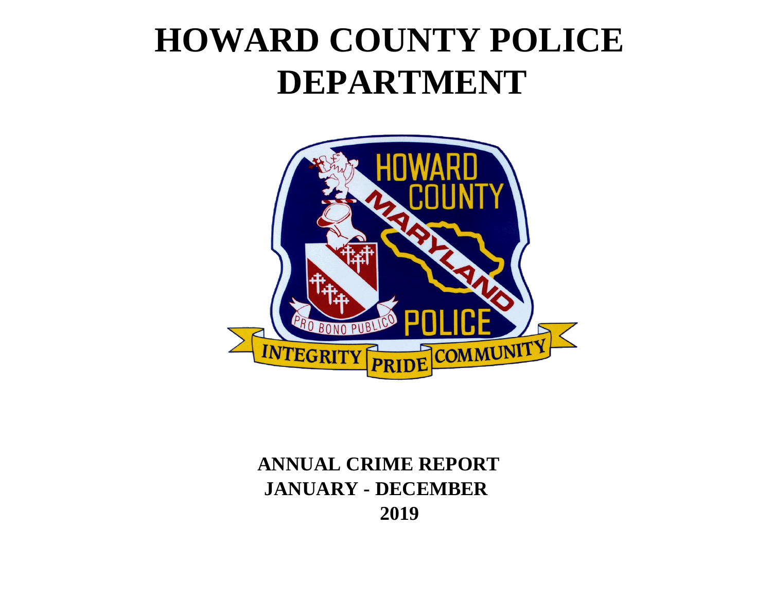# HOWARD COUNTY POLICE DEPARTMENT

**ANNUAL CRIME REPORT**
**JANUARY - DECEMBER**
**2019**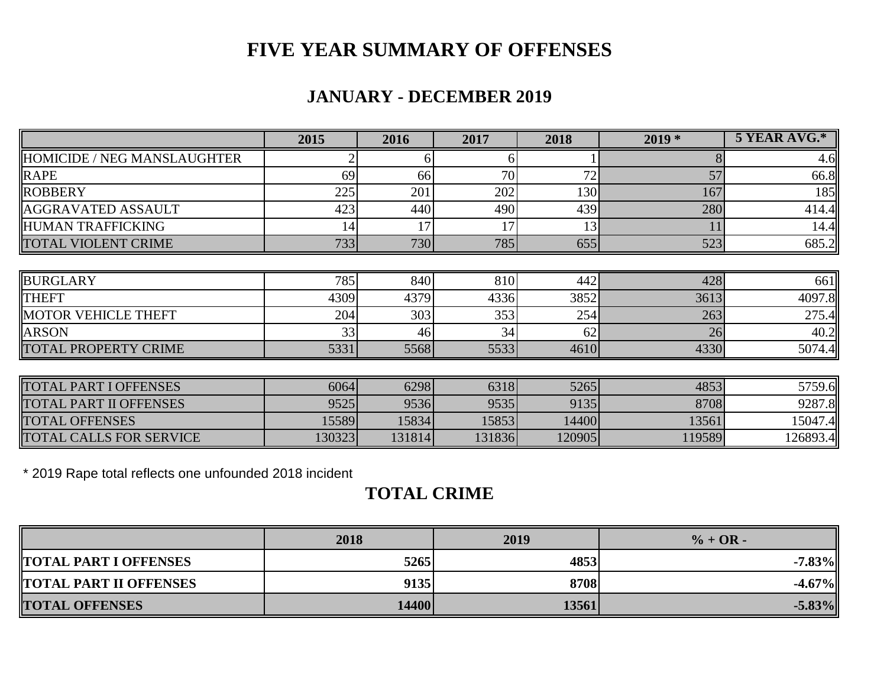# FIVE YEAR SUMMARY OF OFFENSES

## JANUARY - DECEMBER 2019

| | 2015 | 2016 | 2017 | 2018 | 2019 * | 5 YEAR AVG.* |
|---|---|---|---|---|---|---|
| HOMICIDE / NEG MANSLAUGHTER | 2 | 6 | 6 | 1 | 8 | 4.6 |
| RAPE | 69 | 66 | 70 | 72 | 57 | 66.8 |
| ROBBERY | 225 | 201 | 202 | 130 | 167 | 185 |
| AGGRAVATED ASSAULT | 423 | 440 | 490 | 439 | 280 | 414.4 |
| HUMAN TRAFFICKING | 14 | 17 | 17 | 13 | 11 | 14.4 |
| TOTAL VIOLENT CRIME | 733 | 730 | 785 | 655 | 523 | 685.2 |
| | | | | | | |
| BURGLARY | 785 | 840 | 810 | 442 | 428 | 661 |
| THEFT | 4309 | 4379 | 4336 | 3852 | 3613 | 4097.8 |
| MOTOR VEHICLE THEFT | 204 | 303 | 353 | 254 | 263 | 275.4 |
| ARSON | 33 | 46 | 34 | 62 | 26 | 40.2 |
| TOTAL PROPERTY CRIME | 5331 | 5568 | 5533 | 4610 | 4330 | 5074.4 |
| | | | | | | |
| TOTAL PART I OFFENSES | 6064 | 6298 | 6318 | 5265 | 4853 | 5759.6 |
| TOTAL PART II OFFENSES | 9525 | 9536 | 9535 | 9135 | 8708 | 9287.8 |
| TOTAL OFFENSES | 15589 | 15834 | 15853 | 14400 | 13561 | 15047.4 |
| TOTAL CALLS FOR SERVICE | 130323 | 131814 | 131836 | 120905 | 119589 | 126893.4 |

* 2019 Rape total reflects one unfounded 2018 incident

## TOTAL CRIME

| | 2018 | 2019 | % + OR - |
|---|---|---|---|
| **TOTAL PART I OFFENSES** | **5265** | **4853** | **-7.83%** |
| **TOTAL PART II OFFENSES** | **9135** | **8708** | **-4.67%** |
| **TOTAL OFFENSES** | **14400** | **13561** | **-5.83%** |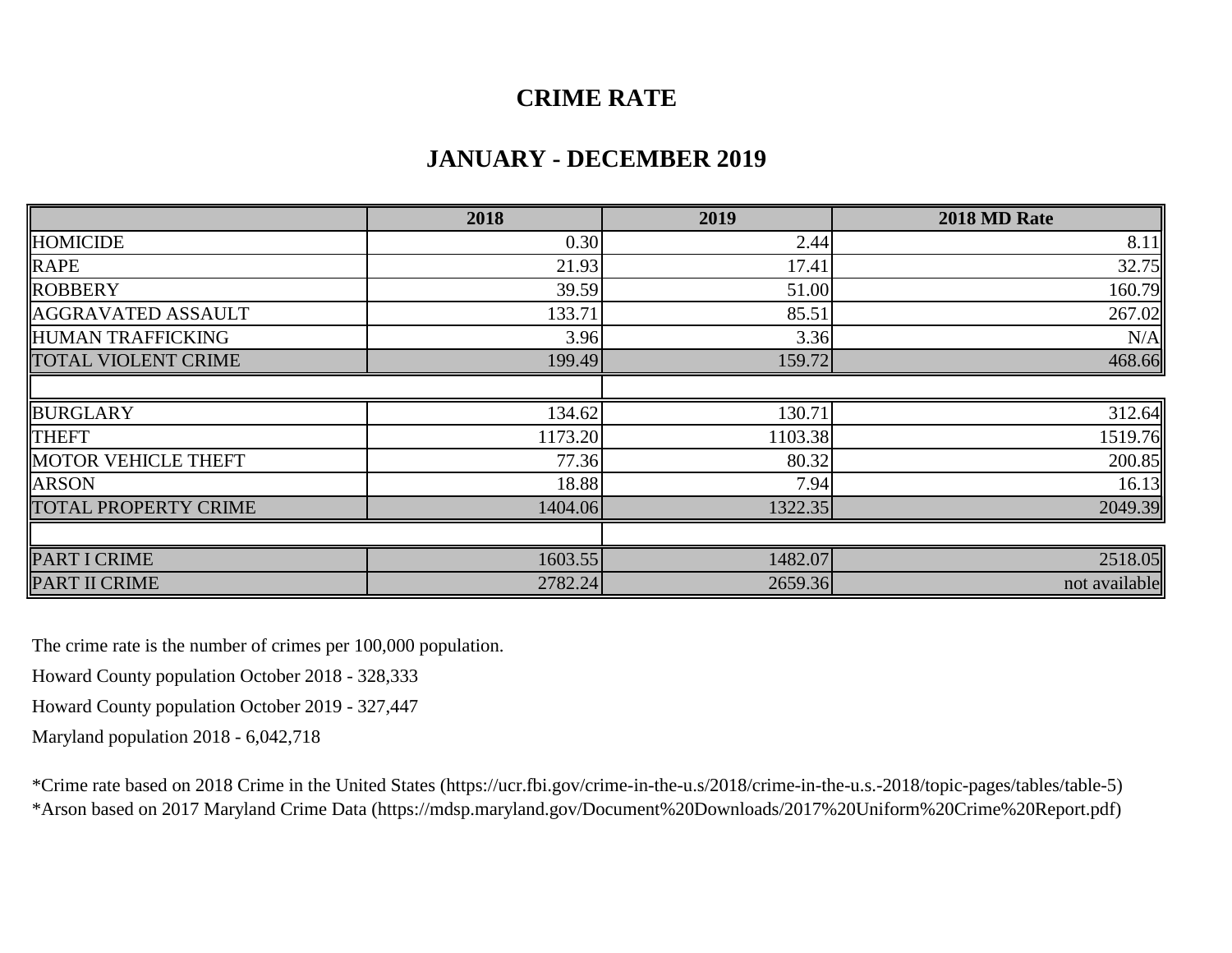# CRIME RATE

## JANUARY - DECEMBER 2019

| | 2018 | 2019 | 2018 MD Rate |
|---|---|---|---|
| HOMICIDE | 0.30 | 2.44 | 8.11 |
| RAPE | 21.93 | 17.41 | 32.75 |
| ROBBERY | 39.59 | 51.00 | 160.79 |
| AGGRAVATED ASSAULT | 133.71 | 85.51 | 267.02 |
| HUMAN TRAFFICKING | 3.96 | 3.36 | N/A |
| TOTAL VIOLENT CRIME | 199.49 | 159.72 | 468.66 |
| | | | |
| BURGLARY | 134.62 | 130.71 | 312.64 |
| THEFT | 1173.20 | 1103.38 | 1519.76 |
| MOTOR VEHICLE THEFT | 77.36 | 80.32 | 200.85 |
| ARSON | 18.88 | 7.94 | 16.13 |
| TOTAL PROPERTY CRIME | 1404.06 | 1322.35 | 2049.39 |
| | | | |
| PART I CRIME | 1603.55 | 1482.07 | 2518.05 |
| PART II CRIME | 2782.24 | 2659.36 | not available |

The crime rate is the number of crimes per 100,000 population.

Howard County population October 2018 - 328,333

Howard County population October 2019 - 327,447

Maryland population 2018 - 6,042,718

*Crime rate based on 2018 Crime in the United States (https://ucr.fbi.gov/crime-in-the-u.s/2018/crime-in-the-u.s.-2018/topic-pages/tables/table-5)
*Arson based on 2017 Maryland Crime Data (https://mdsp.maryland.gov/Document%20Downloads/2017%20Uniform%20Crime%20Report.pdf)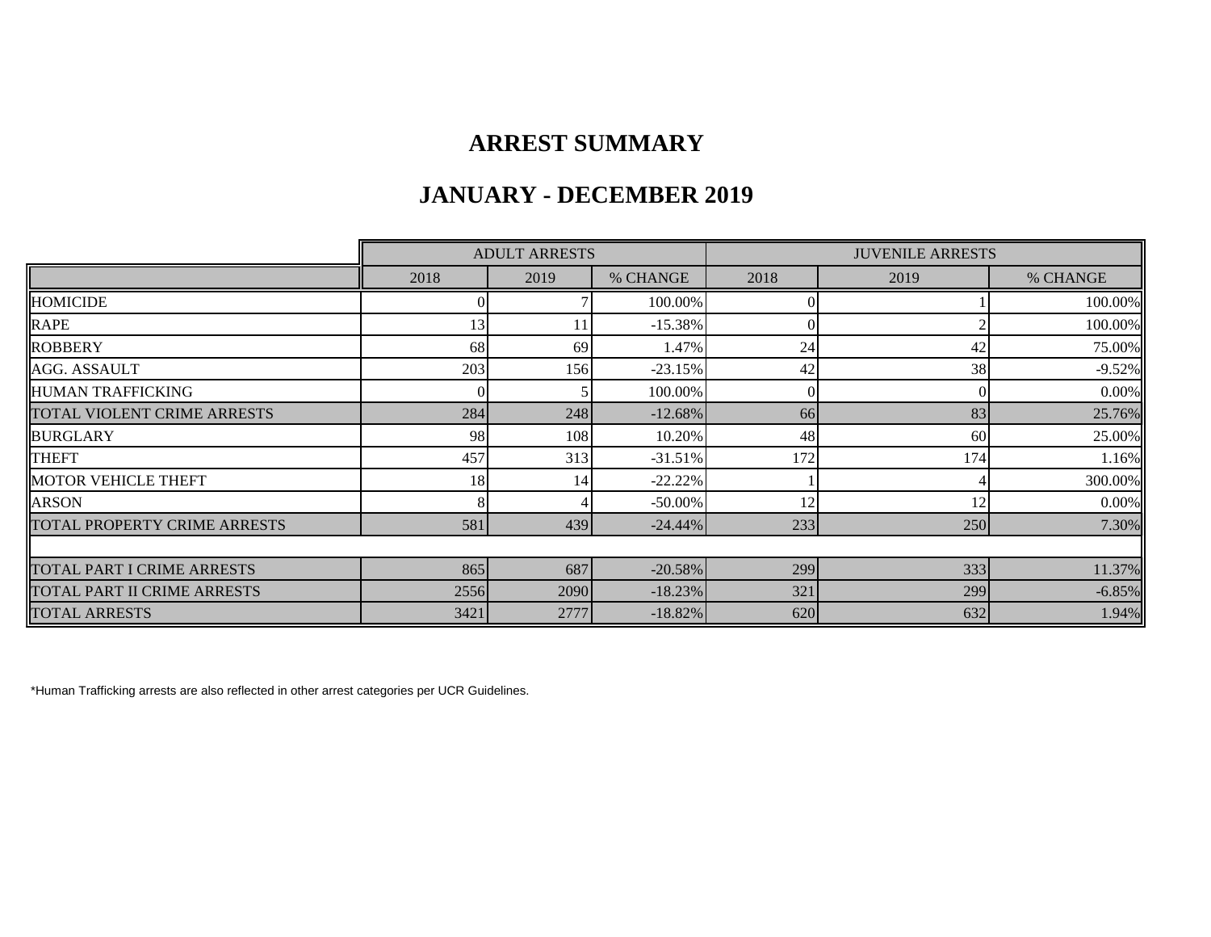# ARREST SUMMARY

## JANUARY - DECEMBER 2019

| | ADULT ARRESTS | | | JUVENILE ARRESTS | | |
|---|---|---|---|---|---|---|
| | 2018 | 2019 | % CHANGE | 2018 | 2019 | % CHANGE |
| HOMICIDE | 0 | 7 | 100.00% | 0 | 1 | 100.00% |
| RAPE | 13 | 11 | -15.38% | 0 | 2 | 100.00% |
| ROBBERY | 68 | 69 | 1.47% | 24 | 42 | 75.00% |
| AGG. ASSAULT | 203 | 156 | -23.15% | 42 | 38 | -9.52% |
| HUMAN TRAFFICKING | 0 | 5 | 100.00% | 0 | 0 | 0.00% |
| TOTAL VIOLENT CRIME ARRESTS | 284 | 248 | -12.68% | 66 | 83 | 25.76% |
| BURGLARY | 98 | 108 | 10.20% | 48 | 60 | 25.00% |
| THEFT | 457 | 313 | -31.51% | 172 | 174 | 1.16% |
| MOTOR VEHICLE THEFT | 18 | 14 | -22.22% | 1 | 4 | 300.00% |
| ARSON | 8 | 4 | -50.00% | 12 | 12 | 0.00% |
| TOTAL PROPERTY CRIME ARRESTS | 581 | 439 | -24.44% | 233 | 250 | 7.30% |
| | | | | | | |
| TOTAL PART I CRIME ARRESTS | 865 | 687 | -20.58% | 299 | 333 | 11.37% |
| TOTAL PART II CRIME ARRESTS | 2556 | 2090 | -18.23% | 321 | 299 | -6.85% |
| TOTAL ARRESTS | 3421 | 2777 | -18.82% | 620 | 632 | 1.94% |

*Human Trafficking arrests are also reflected in other arrest categories per UCR Guidelines.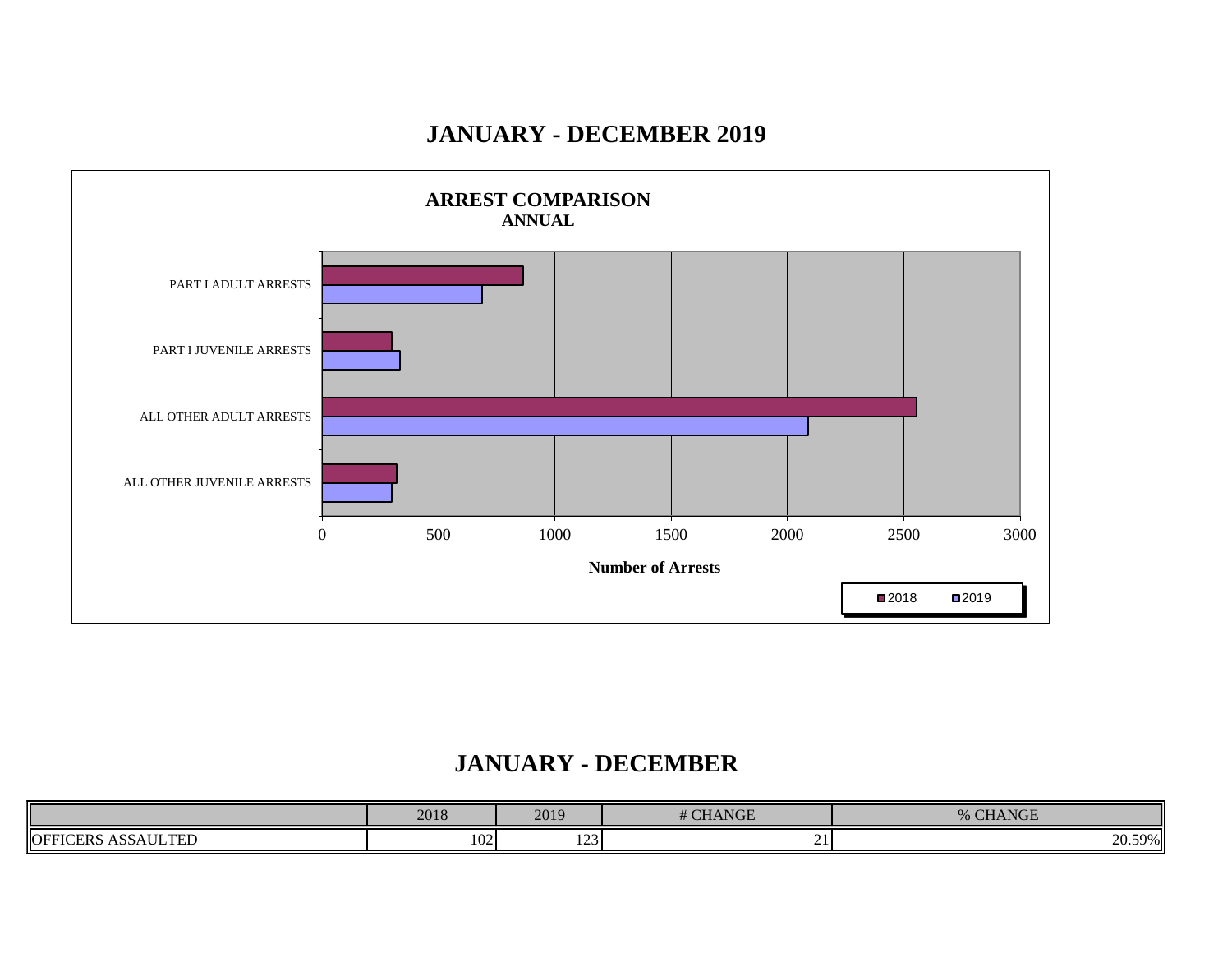# JANUARY - DECEMBER 2019

**ARREST COMPARISON**
**ANNUAL**

PART I ADULT ARRESTS

PART I JUVENILE ARRESTS

ALL OTHER ADULT ARRESTS

ALL OTHER JUVENILE ARRESTS

0 500 1000 1500 2000 2500 3000

**Number of Arrests**

2018 2019

# JANUARY - DECEMBER

| | 2018 | 2019 | # CHANGE | % CHANGE |
|---|---|---|---|---|
| OFFICERS ASSAULTED | 102 | 123 | 21 | 20.59% |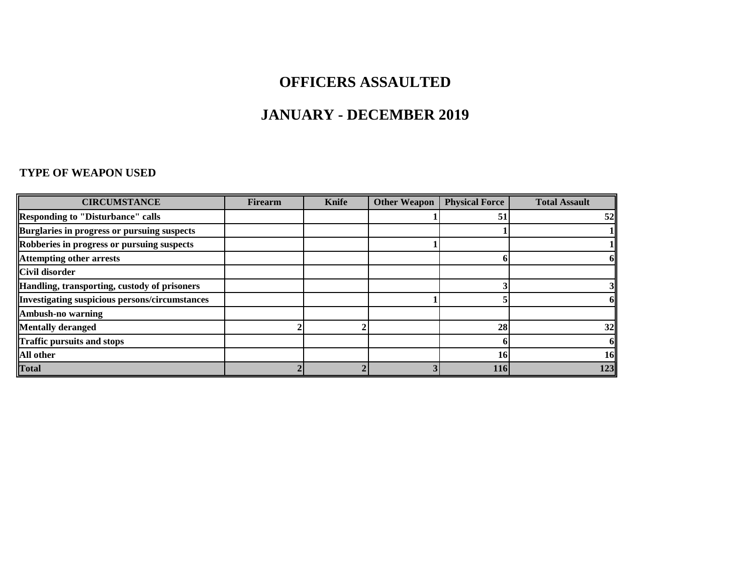# OFFICERS ASSAULTED

## JANUARY - DECEMBER 2019

### TYPE OF WEAPON USED

| CIRCUMSTANCE | Firearm | Knife | Other Weapon | Physical Force | Total Assault |
|---|---|---|---|---|---|
| Responding to "Disturbance" calls | | | 1 | 51 | 52 |
| Burglaries in progress or pursuing suspects | | | | 1 | 1 |
| Robberies in progress or pursuing suspects | | | 1 | | 1 |
| Attempting other arrests | | | | 6 | 6 |
| Civil disorder | | | | | |
| Handling, transporting, custody of prisoners | | | | 3 | 3 |
| Investigating suspicious persons/circumstances | | | 1 | 5 | 6 |
| Ambush-no warning | | | | | |
| Mentally deranged | 2 | 2 | | 28 | 32 |
| Traffic pursuits and stops | | | | 6 | 6 |
| All other | | | | 16 | 16 |
| Total | 2 | 2 | 3 | 116 | 123 |